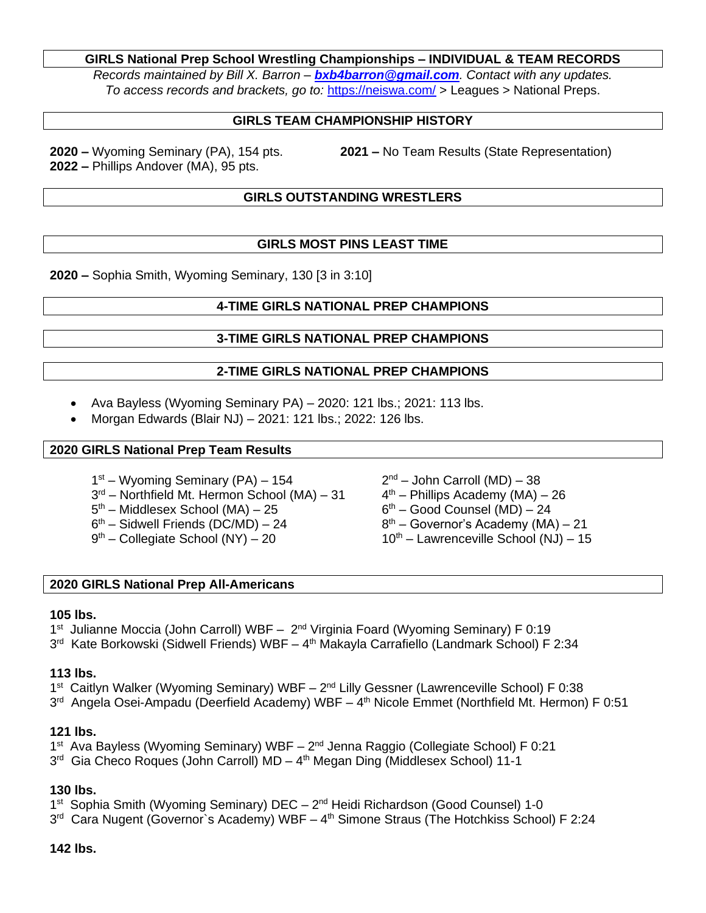# GIRLS National Prep School Wrestling Championships – INDIVIDUAL & TEAM RECORDS

*Records maintained by Bill X. Barron – **bxb4barron@gmail.com**. Contact with any updates.*
*To access records and brackets, go to:* https://neiswa.com/ > Leagues > National Preps.

## GIRLS TEAM CHAMPIONSHIP HISTORY

**2020 –** Wyoming Seminary (PA), 154 pts.
**2021 –** No Team Results (State Representation)
**2022 –** Phillips Andover (MA), 95 pts.

## GIRLS OUTSTANDING WRESTLERS

## GIRLS MOST PINS LEAST TIME

**2020 –** Sophia Smith, Wyoming Seminary, 130 [3 in 3:10]

## 4-TIME GIRLS NATIONAL PREP CHAMPIONS

## 3-TIME GIRLS NATIONAL PREP CHAMPIONS

## 2-TIME GIRLS NATIONAL PREP CHAMPIONS

- Ava Bayless (Wyoming Seminary PA) – 2020: 121 lbs.; 2021: 113 lbs.
- Morgan Edwards (Blair NJ) – 2021: 121 lbs.; 2022: 126 lbs.

## 2020 GIRLS National Prep Team Results

1st – Wyoming Seminary (PA) – 154
2nd – John Carroll (MD) – 38
3rd – Northfield Mt. Hermon School (MA) – 31
4th – Phillips Academy (MA) – 26
5th – Middlesex School (MA) – 25
6th – Good Counsel (MD) – 24
6th – Sidwell Friends (DC/MD) – 24
8th – Governor's Academy (MA) – 21
9th – Collegiate School (NY) – 20
10th – Lawrenceville School (NJ) – 15

## 2020 GIRLS National Prep All-Americans

**105 lbs.**
1st Julianne Moccia (John Carroll) WBF – 2nd Virginia Foard (Wyoming Seminary) F 0:19
3rd Kate Borkowski (Sidwell Friends) WBF – 4th Makayla Carrafiello (Landmark School) F 2:34

**113 lbs.**
1st Caitlyn Walker (Wyoming Seminary) WBF – 2nd Lilly Gessner (Lawrenceville School) F 0:38
3rd Angela Osei-Ampadu (Deerfield Academy) WBF – 4th Nicole Emmet (Northfield Mt. Hermon) F 0:51

**121 lbs.**
1st Ava Bayless (Wyoming Seminary) WBF – 2nd Jenna Raggio (Collegiate School) F 0:21
3rd Gia Checo Roques (John Carroll) MD – 4th Megan Ding (Middlesex School) 11-1

**130 lbs.**
1st Sophia Smith (Wyoming Seminary) DEC – 2nd Heidi Richardson (Good Counsel) 1-0
3rd Cara Nugent (Governor`s Academy) WBF – 4th Simone Straus (The Hotchkiss School) F 2:24

**142 lbs.**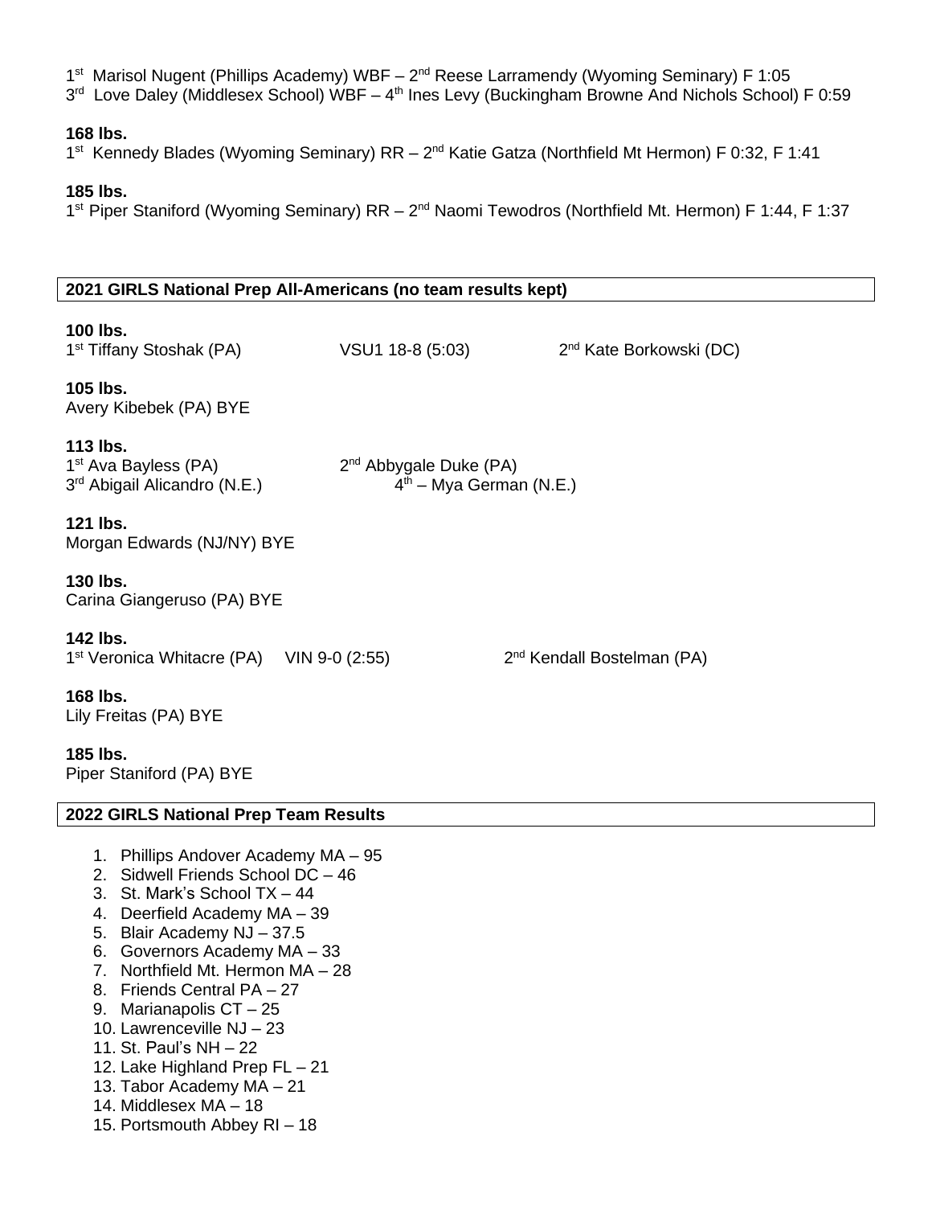1st Marisol Nugent (Phillips Academy) WBF – 2nd Reese Larramendy (Wyoming Seminary) F 1:05
3rd Love Daley (Middlesex School) WBF – 4th Ines Levy (Buckingham Browne And Nichols School) F 0:59

**168 lbs.**
1st Kennedy Blades (Wyoming Seminary) RR – 2nd Katie Gatza (Northfield Mt Hermon) F 0:32, F 1:41

**185 lbs.**
1st Piper Staniford (Wyoming Seminary) RR – 2nd Naomi Tewodros (Northfield Mt. Hermon) F 1:44, F 1:37

## 2021 GIRLS National Prep All-Americans (no team results kept)

**100 lbs.**
1st Tiffany Stoshak (PA) VSU1 18-8 (5:03) 2nd Kate Borkowski (DC)

**105 lbs.**
Avery Kibebek (PA) BYE

**113 lbs.**
1st Ava Bayless (PA) 2nd Abbygale Duke (PA)
3rd Abigail Alicandro (N.E.) 4th – Mya German (N.E.)

**121 lbs.**
Morgan Edwards (NJ/NY) BYE

**130 lbs.**
Carina Giangeruso (PA) BYE

**142 lbs.**
1st Veronica Whitacre (PA) VIN 9-0 (2:55) 2nd Kendall Bostelman (PA)

**168 lbs.**
Lily Freitas (PA) BYE

**185 lbs.**
Piper Staniford (PA) BYE

## 2022 GIRLS National Prep Team Results

1. Phillips Andover Academy MA – 95
2. Sidwell Friends School DC – 46
3. St. Mark's School TX – 44
4. Deerfield Academy MA – 39
5. Blair Academy NJ – 37.5
6. Governors Academy MA – 33
7. Northfield Mt. Hermon MA – 28
8. Friends Central PA – 27
9. Marianapolis CT – 25
10. Lawrenceville NJ – 23
11. St. Paul's NH – 22
12. Lake Highland Prep FL – 21
13. Tabor Academy MA – 21
14. Middlesex MA – 18
15. Portsmouth Abbey RI – 18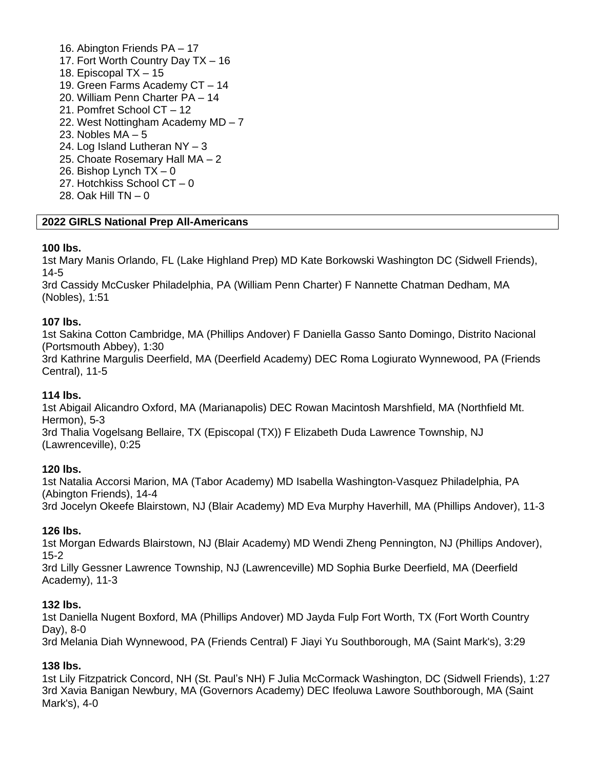16. Abington Friends PA – 17
17. Fort Worth Country Day TX – 16
18. Episcopal TX – 15
19. Green Farms Academy CT – 14
20. William Penn Charter PA – 14
21. Pomfret School CT – 12
22. West Nottingham Academy MD – 7
23. Nobles MA – 5
24. Log Island Lutheran NY – 3
25. Choate Rosemary Hall MA – 2
26. Bishop Lynch TX – 0
27. Hotchkiss School CT – 0
28. Oak Hill TN – 0

## 2022 GIRLS National Prep All-Americans

**100 lbs.**
1st Mary Manis Orlando, FL (Lake Highland Prep) MD Kate Borkowski Washington DC (Sidwell Friends), 14-5
3rd Cassidy McCusker Philadelphia, PA (William Penn Charter) F Nannette Chatman Dedham, MA (Nobles), 1:51

**107 lbs.**
1st Sakina Cotton Cambridge, MA (Phillips Andover) F Daniella Gasso Santo Domingo, Distrito Nacional (Portsmouth Abbey), 1:30
3rd Kathrine Margulis Deerfield, MA (Deerfield Academy) DEC Roma Logiurato Wynnewood, PA (Friends Central), 11-5

**114 lbs.**
1st Abigail Alicandro Oxford, MA (Marianapolis) DEC Rowan Macintosh Marshfield, MA (Northfield Mt. Hermon), 5-3
3rd Thalia Vogelsang Bellaire, TX (Episcopal (TX)) F Elizabeth Duda Lawrence Township, NJ (Lawrenceville), 0:25

**120 lbs.**
1st Natalia Accorsi Marion, MA (Tabor Academy) MD Isabella Washington-Vasquez Philadelphia, PA (Abington Friends), 14-4
3rd Jocelyn Okeefe Blairstown, NJ (Blair Academy) MD Eva Murphy Haverhill, MA (Phillips Andover), 11-3

**126 lbs.**
1st Morgan Edwards Blairstown, NJ (Blair Academy) MD Wendi Zheng Pennington, NJ (Phillips Andover), 15-2
3rd Lilly Gessner Lawrence Township, NJ (Lawrenceville) MD Sophia Burke Deerfield, MA (Deerfield Academy), 11-3

**132 lbs.**
1st Daniella Nugent Boxford, MA (Phillips Andover) MD Jayda Fulp Fort Worth, TX (Fort Worth Country Day), 8-0
3rd Melania Diah Wynnewood, PA (Friends Central) F Jiayi Yu Southborough, MA (Saint Mark's), 3:29

**138 lbs.**
1st Lily Fitzpatrick Concord, NH (St. Paul's NH) F Julia McCormack Washington, DC (Sidwell Friends), 1:27
3rd Xavia Banigan Newbury, MA (Governors Academy) DEC Ifeoluwa Lawore Southborough, MA (Saint Mark's), 4-0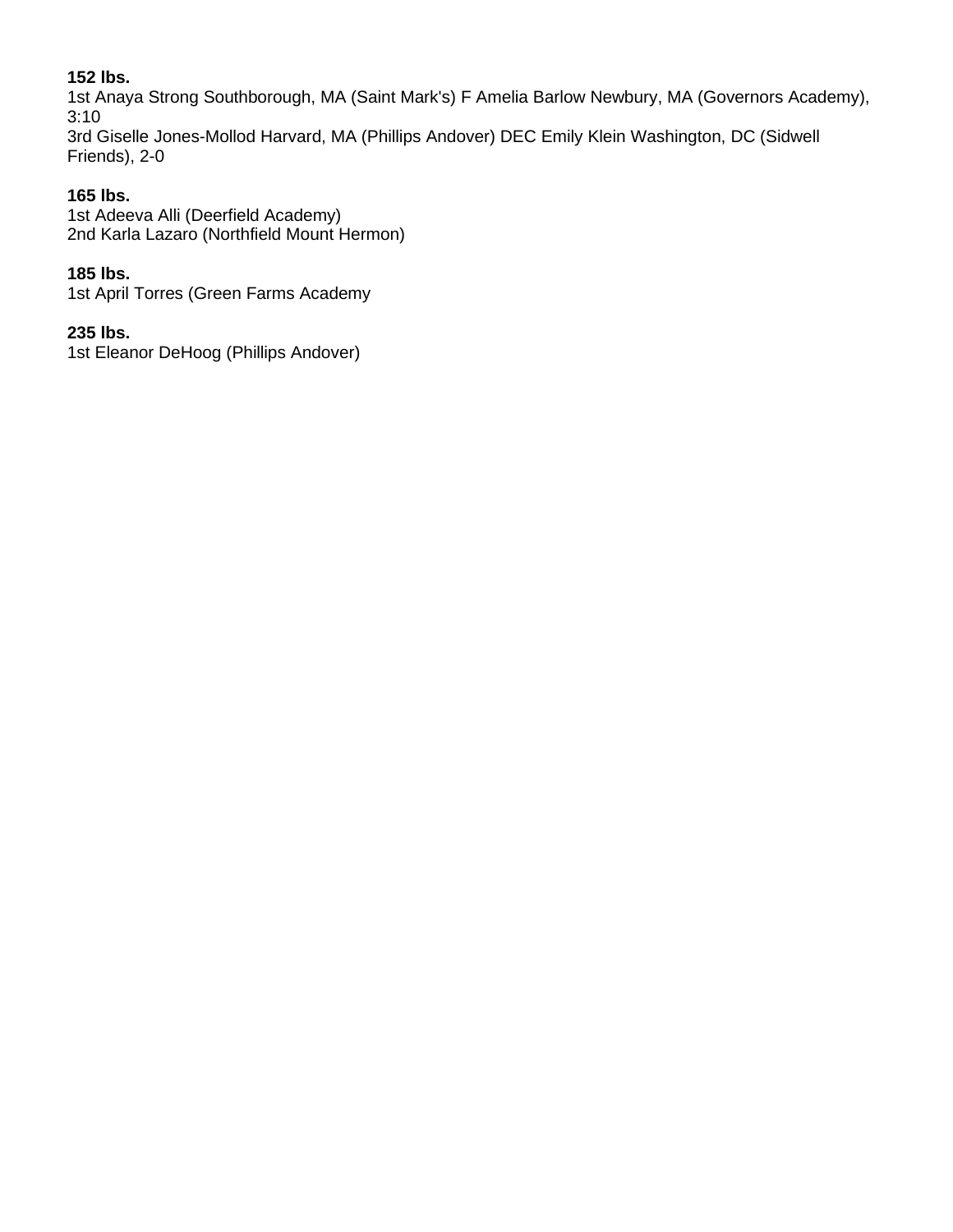**152 lbs.**
1st Anaya Strong Southborough, MA (Saint Mark's) F Amelia Barlow Newbury, MA (Governors Academy), 3:10
3rd Giselle Jones-Mollod Harvard, MA (Phillips Andover) DEC Emily Klein Washington, DC (Sidwell Friends), 2-0

**165 lbs.**
1st Adeeva Alli (Deerfield Academy)
2nd Karla Lazaro (Northfield Mount Hermon)

**185 lbs.**
1st April Torres (Green Farms Academy

**235 lbs.**
1st Eleanor DeHoog (Phillips Andover)